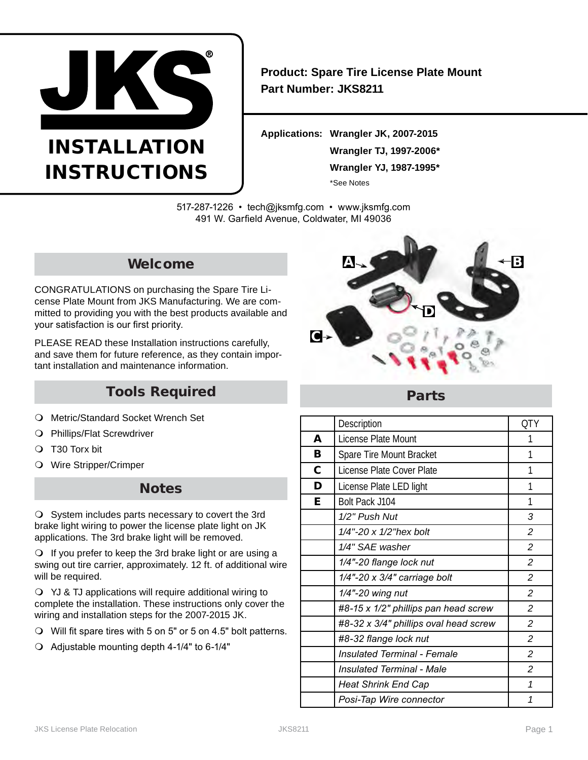# JKS INSTALLATION INSTRUCTIONS

**Product: Spare Tire License Plate Mount**
**Part Number: JKS8211**

**Applications:** **Wrangler JK, 2007-2015**
**Wrangler TJ, 1997-2006***
**Wrangler YJ, 1987-1995***
*See Notes

517-287-1226 • tech@jksmfg.com • www.jksmfg.com
491 W. Garfield Avenue, Coldwater, MI 49036

## Welcome

CONGRATULATIONS on purchasing the Spare Tire License Plate Mount from JKS Manufacturing. We are committed to providing you with the best products available and your satisfaction is our first priority.

PLEASE READ these Installation instructions carefully, and save them for future reference, as they contain important installation and maintenance information.

## Tools Required

- Metric/Standard Socket Wrench Set
- Phillips/Flat Screwdriver
- T30 Torx bit
- Wire Stripper/Crimper

## Notes

- System includes parts necessary to covert the 3rd brake light wiring to power the license plate light on JK applications. The 3rd brake light will be removed.
- If you prefer to keep the 3rd brake light or are using a swing out tire carrier, approximately. 12 ft. of additional wire will be required.
- YJ & TJ applications will require additional wiring to complete the installation. These instructions only cover the wiring and installation steps for the 2007-2015 JK.
- Will fit spare tires with 5 on 5" or 5 on 4.5" bolt patterns.
- Adjustable mounting depth 4-1/4" to 6-1/4"

## Parts

| | Description | QTY |
|---|---|---|
| **A** | License Plate Mount | 1 |
| **B** | Spare Tire Mount Bracket | 1 |
| **C** | License Plate Cover Plate | 1 |
| **D** | License Plate LED light | 1 |
| **E** | Bolt Pack J104 | 1 |
| | *1/2" Push Nut* | *3* |
| | *1/4"-20 x 1/2"hex bolt* | *2* |
| | *1/4" SAE washer* | *2* |
| | *1/4"-20 flange lock nut* | *2* |
| | *1/4"-20 x 3/4" carriage bolt* | *2* |
| | *1/4"-20 wing nut* | *2* |
| | *#8-15 x 1/2" phillips pan head screw* | *2* |
| | *#8-32 x 3/4" phillips oval head screw* | *2* |
| | *#8-32 flange lock nut* | *2* |
| | *Insulated Terminal - Female* | *2* |
| | *Insulated Terminal - Male* | *2* |
| | *Heat Shrink End Cap* | *1* |
| | *Posi-Tap Wire connector* | *1* |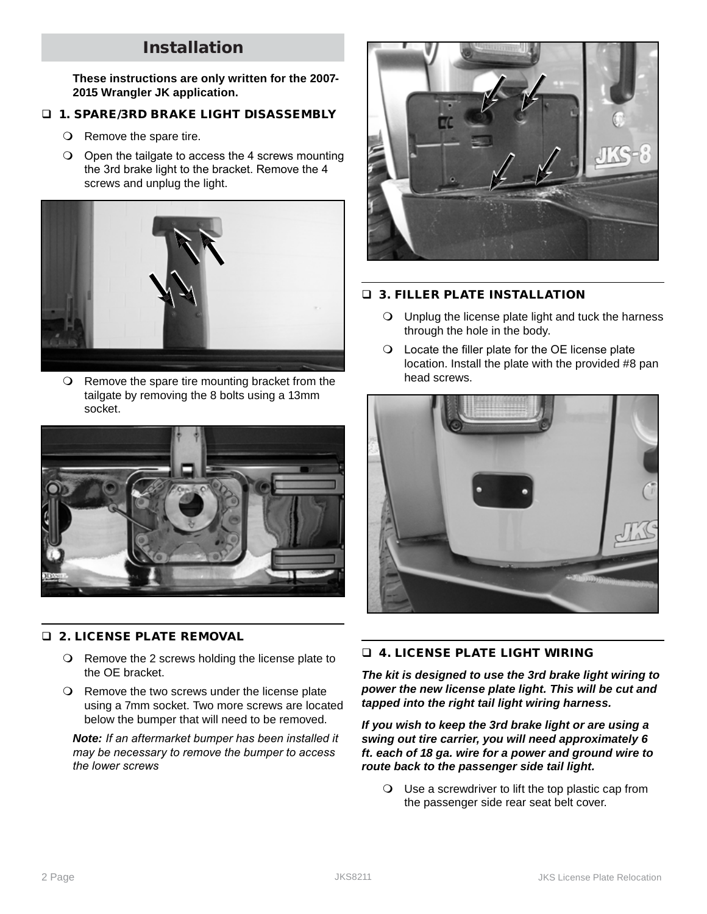## Installation

**These instructions are only written for the 2007-2015 Wrangler JK application.**

### ❑ 1. SPARE/3RD BRAKE LIGHT DISASSEMBLY

- Remove the spare tire.
- Open the tailgate to access the 4 screws mounting the 3rd brake light to the bracket. Remove the 4 screws and unplug the light.
- Remove the spare tire mounting bracket from the tailgate by removing the 8 bolts using a 13mm socket.

### ❑ 2. LICENSE PLATE REMOVAL

- Remove the 2 screws holding the license plate to the OE bracket.
- Remove the two screws under the license plate using a 7mm socket. Two more screws are located below the bumper that will need to be removed.

**Note:** *If an aftermarket bumper has been installed it may be necessary to remove the bumper to access the lower screws*

### ❑ 3. FILLER PLATE INSTALLATION

- Unplug the license plate light and tuck the harness through the hole in the body.
- Locate the filler plate for the OE license plate location. Install the plate with the provided #8 pan head screws.

### ❑ 4. LICENSE PLATE LIGHT WIRING

***The kit is designed to use the 3rd brake light wiring to power the new license plate light. This will be cut and tapped into the right tail light wiring harness.***

***If you wish to keep the 3rd brake light or are using a swing out tire carrier, you will need approximately 6 ft. each of 18 ga. wire for a power and ground wire to route back to the passenger side tail light.***

- Use a screwdriver to lift the top plastic cap from the passenger side rear seat belt cover.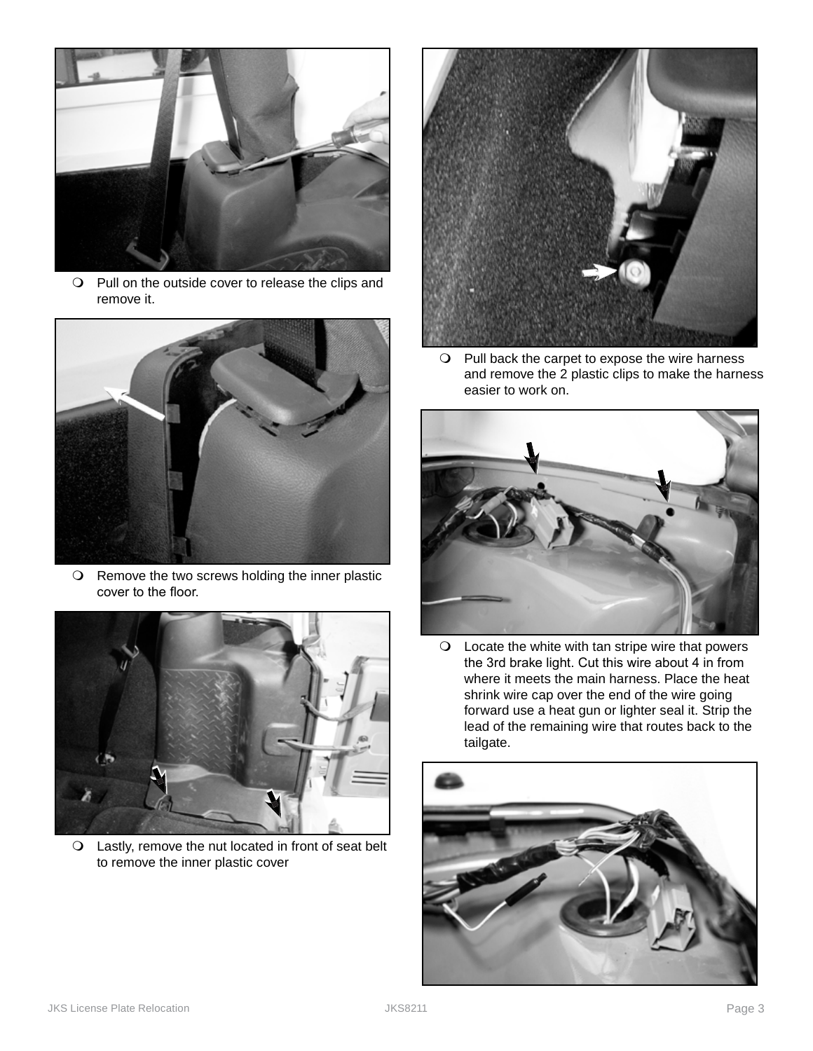- Pull on the outside cover to release the clips and remove it.

- Remove the two screws holding the inner plastic cover to the floor.

- Lastly, remove the nut located in front of seat belt to remove the inner plastic cover

- Pull back the carpet to expose the wire harness and remove the 2 plastic clips to make the harness easier to work on.

- Locate the white with tan stripe wire that powers the 3rd brake light. Cut this wire about 4 in from where it meets the main harness. Place the heat shrink wire cap over the end of the wire going forward use a heat gun or lighter seal it. Strip the lead of the remaining wire that routes back to the tailgate.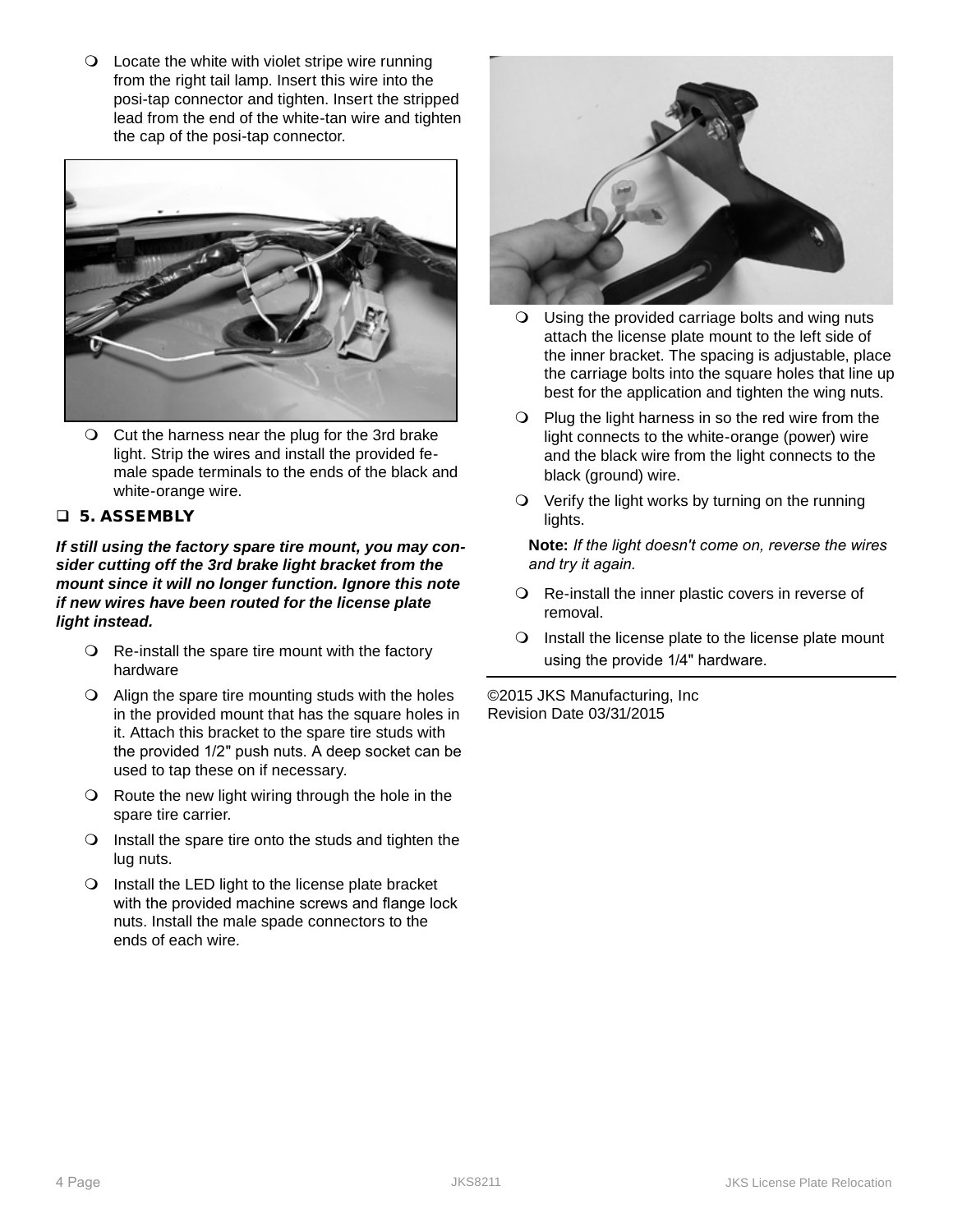- Locate the white with violet stripe wire running from the right tail lamp. Insert this wire into the posi-tap connector and tighten. Insert the stripped lead from the end of the white-tan wire and tighten the cap of the posi-tap connector.

- Cut the harness near the plug for the 3rd brake light. Strip the wires and install the provided female spade terminals to the ends of the black and white-orange wire.

## 5. ASSEMBLY

***If still using the factory spare tire mount, you may consider cutting off the 3rd brake light bracket from the mount since it will no longer function. Ignore this note if new wires have been routed for the license plate light instead.***

- Re-install the spare tire mount with the factory hardware
- Align the spare tire mounting studs with the holes in the provided mount that has the square holes in it. Attach this bracket to the spare tire studs with the provided 1/2" push nuts. A deep socket can be used to tap these on if necessary.
- Route the new light wiring through the hole in the spare tire carrier.
- Install the spare tire onto the studs and tighten the lug nuts.
- Install the LED light to the license plate bracket with the provided machine screws and flange lock nuts. Install the male spade connectors to the ends of each wire.
- Using the provided carriage bolts and wing nuts attach the license plate mount to the left side of the inner bracket. The spacing is adjustable, place the carriage bolts into the square holes that line up best for the application and tighten the wing nuts.
- Plug the light harness in so the red wire from the light connects to the white-orange (power) wire and the black wire from the light connects to the black (ground) wire.
- Verify the light works by turning on the running lights.

**Note:** *If the light doesn't come on, reverse the wires and try it again.*

- Re-install the inner plastic covers in reverse of removal.
- Install the license plate to the license plate mount using the provide 1/4" hardware.

---

©2015 JKS Manufacturing, Inc
Revision Date 03/31/2015